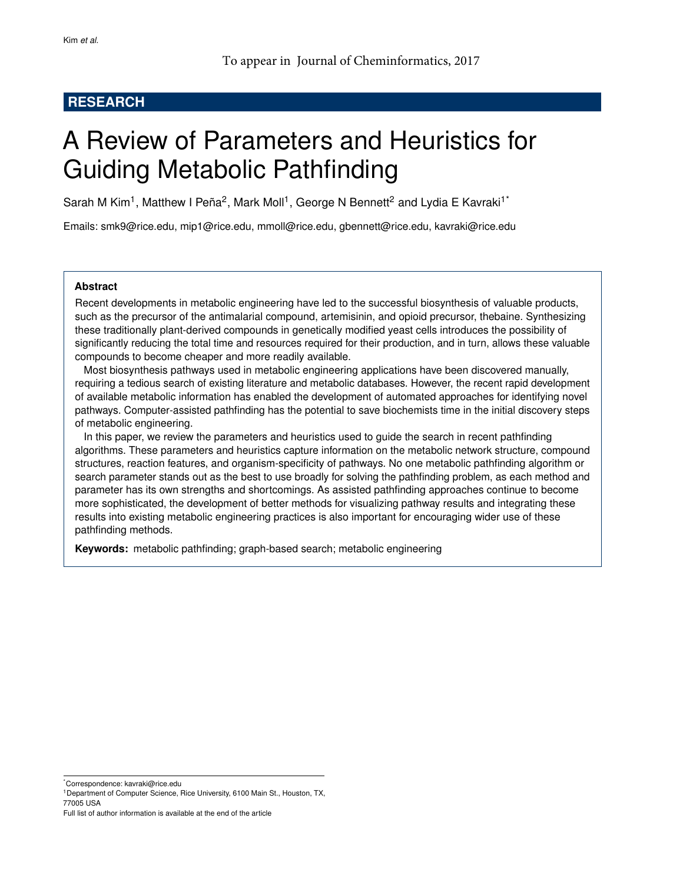To appear in Journal of Cheminformatics, 2017

**RESEARCH**

# A Review of Parameters and Heuristics for Guiding Metabolic Pathfinding

Sarah M Kim[1], Matthew I Peña[2], Mark Moll[1], George N Bennett[2] and Lydia E Kavraki[1*]

Emails: smk9@rice.edu, mip1@rice.edu, mmoll@rice.edu, gbennett@rice.edu, kavraki@rice.edu

**Abstract**

Recent developments in metabolic engineering have led to the successful biosynthesis of valuable products, such as the precursor of the antimalarial compound, artemisinin, and opioid precursor, thebaine. Synthesizing these traditionally plant-derived compounds in genetically modified yeast cells introduces the possibility of significantly reducing the total time and resources required for their production, and in turn, allows these valuable compounds to become cheaper and more readily available.

Most biosynthesis pathways used in metabolic engineering applications have been discovered manually, requiring a tedious search of existing literature and metabolic databases. However, the recent rapid development of available metabolic information has enabled the development of automated approaches for identifying novel pathways. Computer-assisted pathfinding has the potential to save biochemists time in the initial discovery steps of metabolic engineering.

In this paper, we review the parameters and heuristics used to guide the search in recent pathfinding algorithms. These parameters and heuristics capture information on the metabolic network structure, compound structures, reaction features, and organism-specificity of pathways. No one metabolic pathfinding algorithm or search parameter stands out as the best to use broadly for solving the pathfinding problem, as each method and parameter has its own strengths and shortcomings. As assisted pathfinding approaches continue to become more sophisticated, the development of better methods for visualizing pathway results and integrating these results into existing metabolic engineering practices is also important for encouraging wider use of these pathfinding methods.

**Keywords:** metabolic pathfinding; graph-based search; metabolic engineering

---

[*]Correspondence: kavraki@rice.edu

[1]Department of Computer Science, Rice University, 6100 Main St., Houston, TX, 77005 USA

Full list of author information is available at the end of the article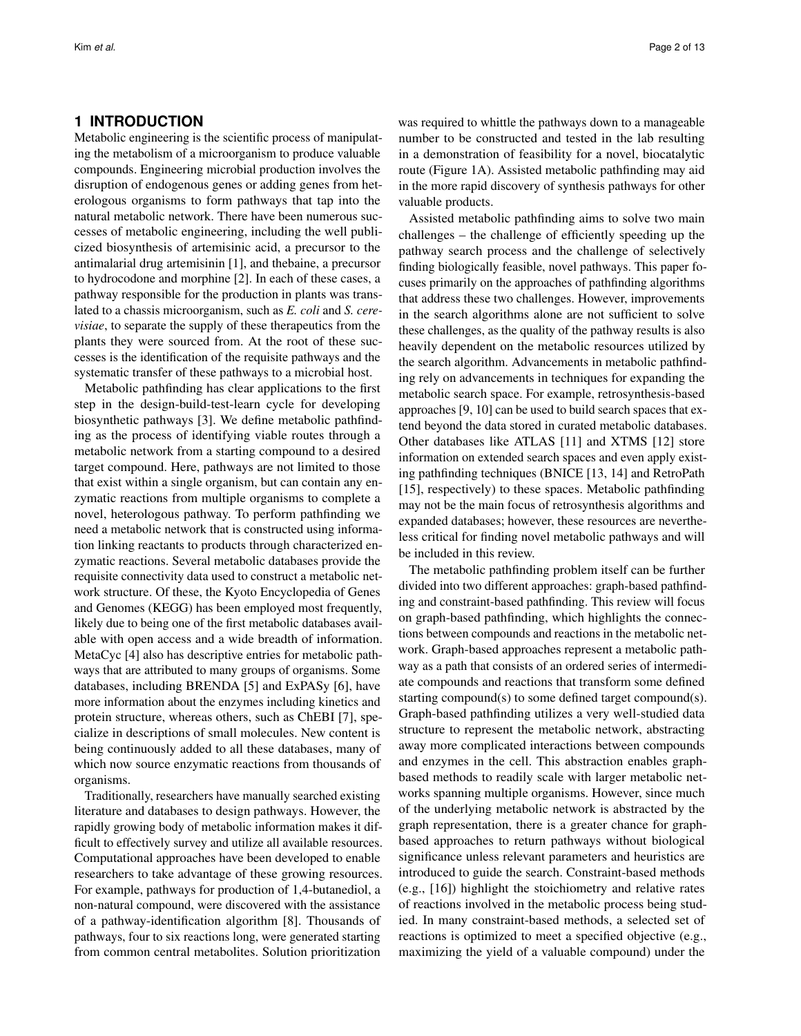# 1 INTRODUCTION

Metabolic engineering is the scientific process of manipulating the metabolism of a microorganism to produce valuable compounds. Engineering microbial production involves the disruption of endogenous genes or adding genes from heterologous organisms to form pathways that tap into the natural metabolic network. There have been numerous successes of metabolic engineering, including the well publicized biosynthesis of artemisinic acid, a precursor to the antimalarial drug artemisinin [1], and thebaine, a precursor to hydrocodone and morphine [2]. In each of these cases, a pathway responsible for the production in plants was translated to a chassis microorganism, such as *E. coli* and *S. cerevisiae*, to separate the supply of these therapeutics from the plants they were sourced from. At the root of these successes is the identification of the requisite pathways and the systematic transfer of these pathways to a microbial host.

Metabolic pathfinding has clear applications to the first step in the design-build-test-learn cycle for developing biosynthetic pathways [3]. We define metabolic pathfinding as the process of identifying viable routes through a metabolic network from a starting compound to a desired target compound. Here, pathways are not limited to those that exist within a single organism, but can contain any enzymatic reactions from multiple organisms to complete a novel, heterologous pathway. To perform pathfinding we need a metabolic network that is constructed using information linking reactants to products through characterized enzymatic reactions. Several metabolic databases provide the requisite connectivity data used to construct a metabolic network structure. Of these, the Kyoto Encyclopedia of Genes and Genomes (KEGG) has been employed most frequently, likely due to being one of the first metabolic databases available with open access and a wide breadth of information. MetaCyc [4] also has descriptive entries for metabolic pathways that are attributed to many groups of organisms. Some databases, including BRENDA [5] and ExPASy [6], have more information about the enzymes including kinetics and protein structure, whereas others, such as ChEBI [7], specialize in descriptions of small molecules. New content is being continuously added to all these databases, many of which now source enzymatic reactions from thousands of organisms.

Traditionally, researchers have manually searched existing literature and databases to design pathways. However, the rapidly growing body of metabolic information makes it difficult to effectively survey and utilize all available resources. Computational approaches have been developed to enable researchers to take advantage of these growing resources. For example, pathways for production of 1,4-butanediol, a non-natural compound, were discovered with the assistance of a pathway-identification algorithm [8]. Thousands of pathways, four to six reactions long, were generated starting from common central metabolites. Solution prioritization was required to whittle the pathways down to a manageable number to be constructed and tested in the lab resulting in a demonstration of feasibility for a novel, biocatalytic route (Figure 1A). Assisted metabolic pathfinding may aid in the more rapid discovery of synthesis pathways for other valuable products.

Assisted metabolic pathfinding aims to solve two main challenges – the challenge of efficiently speeding up the pathway search process and the challenge of selectively finding biologically feasible, novel pathways. This paper focuses primarily on the approaches of pathfinding algorithms that address these two challenges. However, improvements in the search algorithms alone are not sufficient to solve these challenges, as the quality of the pathway results is also heavily dependent on the metabolic resources utilized by the search algorithm. Advancements in metabolic pathfinding rely on advancements in techniques for expanding the metabolic search space. For example, retrosynthesis-based approaches [9, 10] can be used to build search spaces that extend beyond the data stored in curated metabolic databases. Other databases like ATLAS [11] and XTMS [12] store information on extended search spaces and even apply existing pathfinding techniques (BNICE [13, 14] and RetroPath [15], respectively) to these spaces. Metabolic pathfinding may not be the main focus of retrosynthesis algorithms and expanded databases; however, these resources are nevertheless critical for finding novel metabolic pathways and will be included in this review.

The metabolic pathfinding problem itself can be further divided into two different approaches: graph-based pathfinding and constraint-based pathfinding. This review will focus on graph-based pathfinding, which highlights the connections between compounds and reactions in the metabolic network. Graph-based approaches represent a metabolic pathway as a path that consists of an ordered series of intermediate compounds and reactions that transform some defined starting compound(s) to some defined target compound(s). Graph-based pathfinding utilizes a very well-studied data structure to represent the metabolic network, abstracting away more complicated interactions between compounds and enzymes in the cell. This abstraction enables graph-based methods to readily scale with larger metabolic networks spanning multiple organisms. However, since much of the underlying metabolic network is abstracted by the graph representation, there is a greater chance for graph-based approaches to return pathways without biological significance unless relevant parameters and heuristics are introduced to guide the search. Constraint-based methods (e.g., [16]) highlight the stoichiometry and relative rates of reactions involved in the metabolic process being studied. In many constraint-based methods, a selected set of reactions is optimized to meet a specified objective (e.g., maximizing the yield of a valuable compound) under the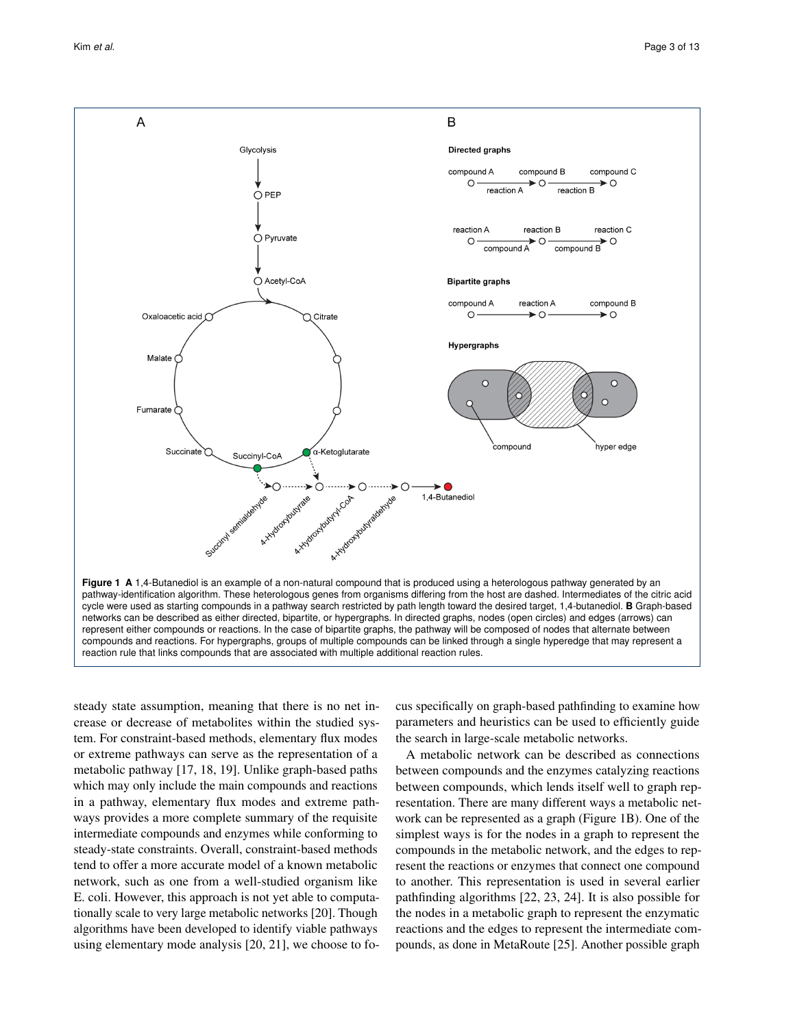**Figure 1 A** 1,4-Butanediol is an example of a non-natural compound that is produced using a heterologous pathway generated by an pathway-identification algorithm. These heterologous genes from organisms differing from the host are dashed. Intermediates of the citric acid cycle were used as starting compounds in a pathway search restricted by path length toward the desired target, 1,4-butanediol. **B** Graph-based networks can be described as either directed, bipartite, or hypergraphs. In directed graphs, nodes (open circles) and edges (arrows) can represent either compounds or reactions. In the case of bipartite graphs, the pathway will be composed of nodes that alternate between compounds and reactions. For hypergraphs, groups of multiple compounds can be linked through a single hyperedge that may represent a reaction rule that links compounds that are associated with multiple additional reaction rules.

steady state assumption, meaning that there is no net increase or decrease of metabolites within the studied system. For constraint-based methods, elementary flux modes or extreme pathways can serve as the representation of a metabolic pathway [17, 18, 19]. Unlike graph-based paths which may only include the main compounds and reactions in a pathway, elementary flux modes and extreme pathways provides a more complete summary of the requisite intermediate compounds and enzymes while conforming to steady-state constraints. Overall, constraint-based methods tend to offer a more accurate model of a known metabolic network, such as one from a well-studied organism like E. coli. However, this approach is not yet able to computationally scale to very large metabolic networks [20]. Though algorithms have been developed to identify viable pathways using elementary mode analysis [20, 21], we choose to focus specifically on graph-based pathfinding to examine how parameters and heuristics can be used to efficiently guide the search in large-scale metabolic networks.

A metabolic network can be described as connections between compounds and the enzymes catalyzing reactions between compounds, which lends itself well to graph representation. There are many different ways a metabolic network can be represented as a graph (Figure 1B). One of the simplest ways is for the nodes in a graph to represent the compounds in the metabolic network, and the edges to represent the reactions or enzymes that connect one compound to another. This representation is used in several earlier pathfinding algorithms [22, 23, 24]. It is also possible for the nodes in a metabolic graph to represent the enzymatic reactions and the edges to represent the intermediate compounds, as done in MetaRoute [25]. Another possible graph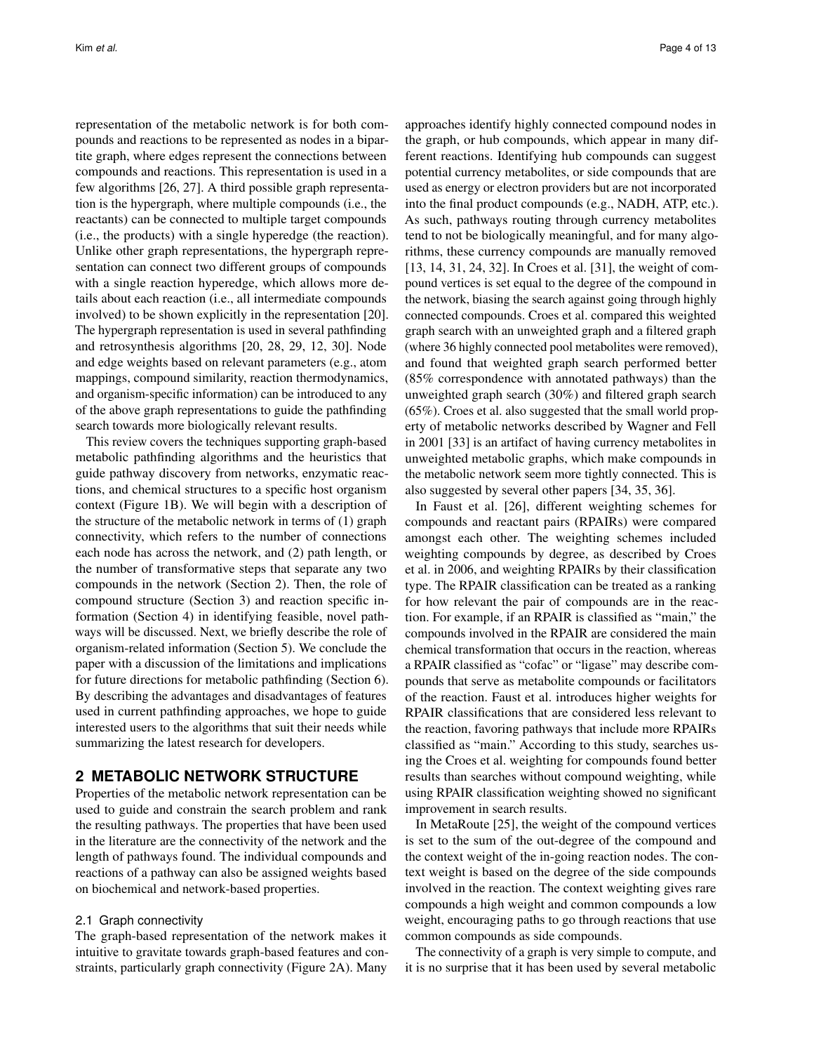representation of the metabolic network is for both compounds and reactions to be represented as nodes in a bipartite graph, where edges represent the connections between compounds and reactions. This representation is used in a few algorithms [26, 27]. A third possible graph representation is the hypergraph, where multiple compounds (i.e., the reactants) can be connected to multiple target compounds (i.e., the products) with a single hyperedge (the reaction). Unlike other graph representations, the hypergraph representation can connect two different groups of compounds with a single reaction hyperedge, which allows more details about each reaction (i.e., all intermediate compounds involved) to be shown explicitly in the representation [20]. The hypergraph representation is used in several pathfinding and retrosynthesis algorithms [20, 28, 29, 12, 30]. Node and edge weights based on relevant parameters (e.g., atom mappings, compound similarity, reaction thermodynamics, and organism-specific information) can be introduced to any of the above graph representations to guide the pathfinding search towards more biologically relevant results.

This review covers the techniques supporting graph-based metabolic pathfinding algorithms and the heuristics that guide pathway discovery from networks, enzymatic reactions, and chemical structures to a specific host organism context (Figure 1B). We will begin with a description of the structure of the metabolic network in terms of (1) graph connectivity, which refers to the number of connections each node has across the network, and (2) path length, or the number of transformative steps that separate any two compounds in the network (Section 2). Then, the role of compound structure (Section 3) and reaction specific information (Section 4) in identifying feasible, novel pathways will be discussed. Next, we briefly describe the role of organism-related information (Section 5). We conclude the paper with a discussion of the limitations and implications for future directions for metabolic pathfinding (Section 6). By describing the advantages and disadvantages of features used in current pathfinding approaches, we hope to guide interested users to the algorithms that suit their needs while summarizing the latest research for developers.

## 2 METABOLIC NETWORK STRUCTURE

Properties of the metabolic network representation can be used to guide and constrain the search problem and rank the resulting pathways. The properties that have been used in the literature are the connectivity of the network and the length of pathways found. The individual compounds and reactions of a pathway can also be assigned weights based on biochemical and network-based properties.

### 2.1 Graph connectivity

The graph-based representation of the network makes it intuitive to gravitate towards graph-based features and constraints, particularly graph connectivity (Figure 2A). Many approaches identify highly connected compound nodes in the graph, or hub compounds, which appear in many different reactions. Identifying hub compounds can suggest potential currency metabolites, or side compounds that are used as energy or electron providers but are not incorporated into the final product compounds (e.g., NADH, ATP, etc.). As such, pathways routing through currency metabolites tend to not be biologically meaningful, and for many algorithms, these currency compounds are manually removed [13, 14, 31, 24, 32]. In Croes et al. [31], the weight of compound vertices is set equal to the degree of the compound in the network, biasing the search against going through highly connected compounds. Croes et al. compared this weighted graph search with an unweighted graph and a filtered graph (where 36 highly connected pool metabolites were removed), and found that weighted graph search performed better (85% correspondence with annotated pathways) than the unweighted graph search (30%) and filtered graph search (65%). Croes et al. also suggested that the small world property of metabolic networks described by Wagner and Fell in 2001 [33] is an artifact of having currency metabolites in unweighted metabolic graphs, which make compounds in the metabolic network seem more tightly connected. This is also suggested by several other papers [34, 35, 36].

In Faust et al. [26], different weighting schemes for compounds and reactant pairs (RPAIRs) were compared amongst each other. The weighting schemes included weighting compounds by degree, as described by Croes et al. in 2006, and weighting RPAIRs by their classification type. The RPAIR classification can be treated as a ranking for how relevant the pair of compounds are in the reaction. For example, if an RPAIR is classified as "main," the compounds involved in the RPAIR are considered the main chemical transformation that occurs in the reaction, whereas a RPAIR classified as "cofac" or "ligase" may describe compounds that serve as metabolite compounds or facilitators of the reaction. Faust et al. introduces higher weights for RPAIR classifications that are considered less relevant to the reaction, favoring pathways that include more RPAIRs classified as "main." According to this study, searches using the Croes et al. weighting for compounds found better results than searches without compound weighting, while using RPAIR classification weighting showed no significant improvement in search results.

In MetaRoute [25], the weight of the compound vertices is set to the sum of the out-degree of the compound and the context weight of the in-going reaction nodes. The context weight is based on the degree of the side compounds involved in the reaction. The context weighting gives rare compounds a high weight and common compounds a low weight, encouraging paths to go through reactions that use common compounds as side compounds.

The connectivity of a graph is very simple to compute, and it is no surprise that it has been used by several metabolic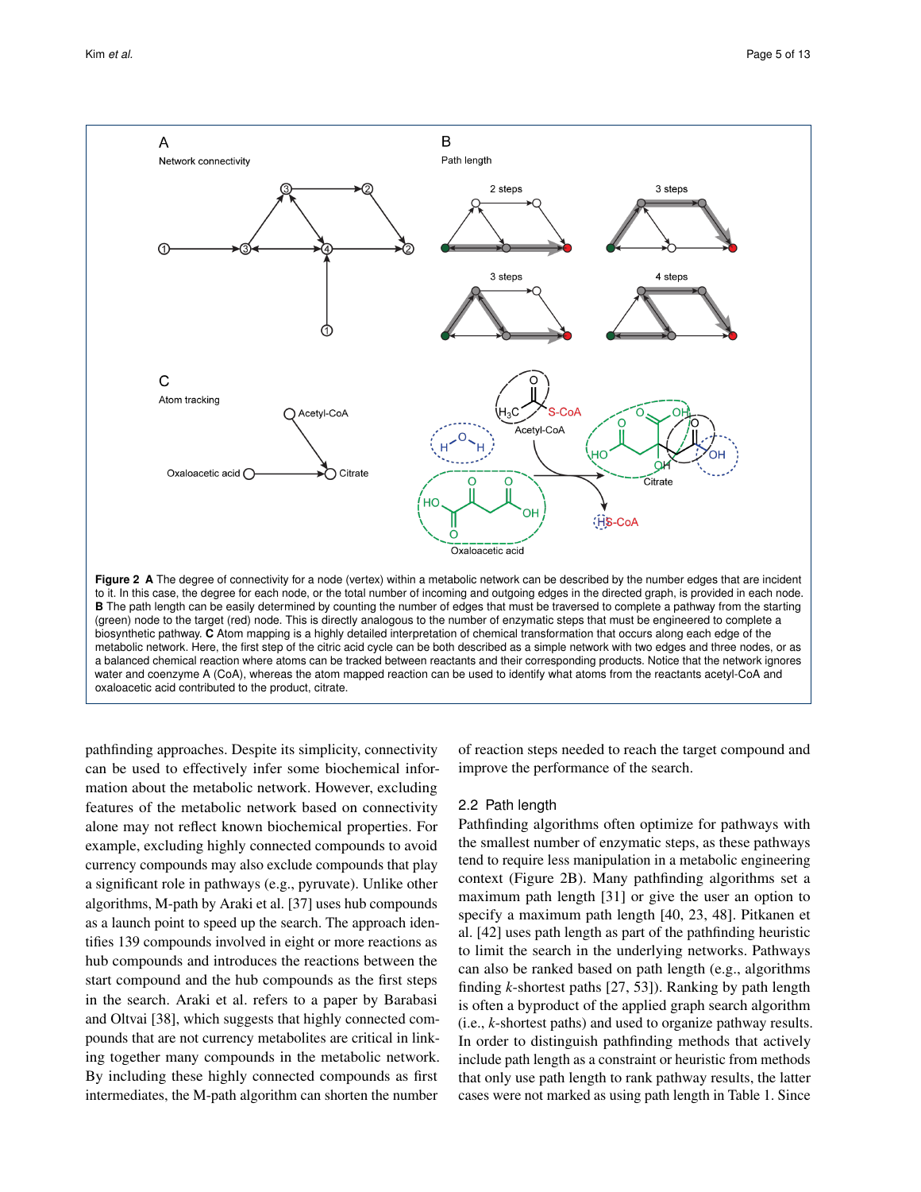A

Network connectivity

B

Path length

2 steps

3 steps

3 steps

4 steps

C

Atom tracking

Acetyl-CoA

Oxaloacetic acid

Citrate

Acetyl-CoA

Citrate

HS-CoA

Oxaloacetic acid

**Figure 2** **A** The degree of connectivity for a node (vertex) within a metabolic network can be described by the number edges that are incident to it. In this case, the degree for each node, or the total number of incoming and outgoing edges in the directed graph, is provided in each node. **B** The path length can be easily determined by counting the number of edges that must be traversed to complete a pathway from the starting (green) node to the target (red) node. This is directly analogous to the number of enzymatic steps that must be engineered to complete a biosynthetic pathway. **C** Atom mapping is a highly detailed interpretation of chemical transformation that occurs along each edge of the metabolic network. Here, the first step of the citric acid cycle can be both described as a simple network with two edges and three nodes, or as a balanced chemical reaction where atoms can be tracked between reactants and their corresponding products. Notice that the network ignores water and coenzyme A (CoA), whereas the atom mapped reaction can be used to identify what atoms from the reactants acetyl-CoA and oxaloacetic acid contributed to the product, citrate.

pathfinding approaches. Despite its simplicity, connectivity can be used to effectively infer some biochemical information about the metabolic network. However, excluding features of the metabolic network based on connectivity alone may not reflect known biochemical properties. For example, excluding highly connected compounds to avoid currency compounds may also exclude compounds that play a significant role in pathways (e.g., pyruvate). Unlike other algorithms, M-path by Araki et al. [37] uses hub compounds as a launch point to speed up the search. The approach identifies 139 compounds involved in eight or more reactions as hub compounds and introduces the reactions between the start compound and the hub compounds as the first steps in the search. Araki et al. refers to a paper by Barabasi and Oltvai [38], which suggests that highly connected compounds that are not currency metabolites are critical in linking together many compounds in the metabolic network. By including these highly connected compounds as first intermediates, the M-path algorithm can shorten the number of reaction steps needed to reach the target compound and improve the performance of the search.

### 2.2 Path length

Pathfinding algorithms often optimize for pathways with the smallest number of enzymatic steps, as these pathways tend to require less manipulation in a metabolic engineering context (Figure 2B). Many pathfinding algorithms set a maximum path length [31] or give the user an option to specify a maximum path length [40, 23, 48]. Pitkanen et al. [42] uses path length as part of the pathfinding heuristic to limit the search in the underlying networks. Pathways can also be ranked based on path length (e.g., algorithms finding *k*-shortest paths [27, 53]). Ranking by path length is often a byproduct of the applied graph search algorithm (i.e., *k*-shortest paths) and used to organize pathway results. In order to distinguish pathfinding methods that actively include path length as a constraint or heuristic from methods that only use path length to rank pathway results, the latter cases were not marked as using path length in Table 1. Since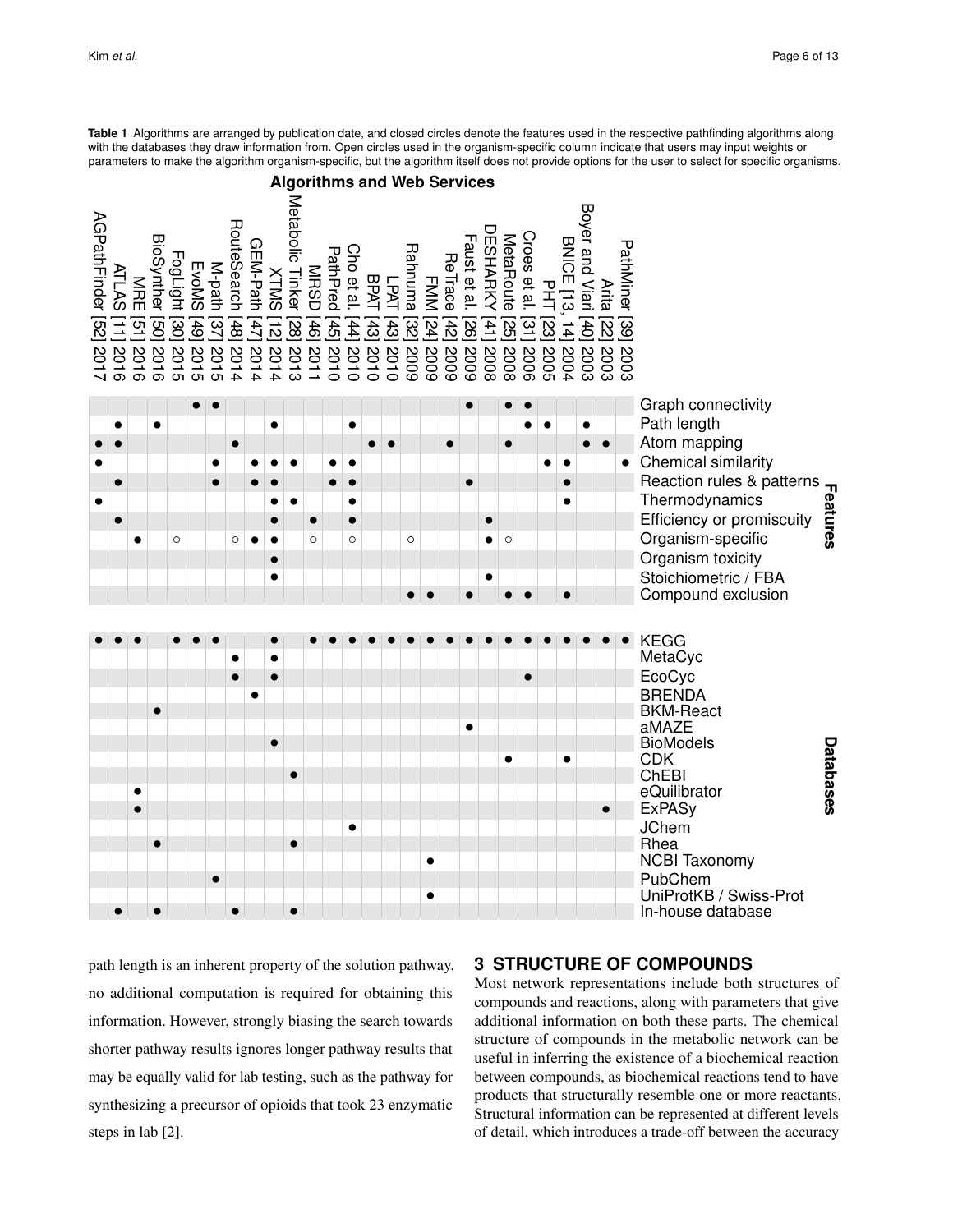**Table 1** Algorithms are arranged by publication date, and closed circles denote the features used in the respective pathfinding algorithms along with the databases they draw information from. Open circles used in the organism-specific column indicate that users may input weights or parameters to make the algorithm organism-specific, but the algorithm itself does not provide options for the user to select for specific organisms.

**Algorithms and Web Services**

| | | AGPathFinder [52] 2017 | ATLAS [11] 2016 | MRE [51] 2016 | BioSynther [50] 2016 | FogLight [30] 2015 | EvoMS [49] 2015 | M-path [37] 2015 | RouteSearch [48] 2014 | GEM-Path [47] 2014 | XTMS [12] 2014 | Metabolic Tinker [28] 2013 | MRSD [46] 2011 | PathPred [45] 2010 | Cho et al. [44] 2010 | BPAT [43] 2010 | LPAT [43] 2010 | Rahnuma [32] 2009 | FMM [24] 2009 | ReTrace [42] 2009 | Faust et al. [26] 2009 | DESHARKY [41] 2008 | MetaRoute [25] 2008 | Croes et al. [31] 2006 | PHT [23] 2005 | BNICE [13, 14] 2004 | Boyer and Viari [40] 2003 | Arita [22] 2003 | PathMiner [39] 2003 |
|---|---|---|---|---|---|---|---|---|---|---|---|---|---|---|---|---|---|---|---|---|---|---|---|---|---|---|---|---|---|
| **Features** | Graph connectivity | | | | | | ● | ● | | | | | | | | | | | | | ● | | ● | ● | | | | | |
| | Path length | | ● | | ● | | | | | | ● | | | | ● | | | | | | | | | ● | ● | | ● | | |
| | Atom mapping | ● | ● | | | | | | ● | | | | | | | ● | ● | | | ● | | | ● | | | | ● | ● | |
| | Chemical similarity | ● | | | | | | ● | | ● | ● | ● | | ● | ● | | | | | | | | | | ● | ● | | | ● |
| | Reaction rules & patterns | | ● | | | | | ● | | ● | ● | | | ● | ● | | | | | | ● | | | | | ● | | | |
| | Thermodynamics | ● | | | | | | | | | ● | ● | | | ● | | | | | | | | | | | ● | | | |
| | Efficiency or promiscuity | | ● | | | | | | | | ● | | ● | | ● | | | | | | | ● | | | | | | | |
| | Organism-specific | | | ● | | ○ | | | ○ | ● | ● | | ○ | | ○ | | | ○ | | | | ● | ○ | | | | | | |
| | Organism toxicity | | | | | | | | | | ● | | | | | | | | | | | | | | | | | | |
| | Stoichiometric / FBA | | | | | | | | | | ● | | | | | | | | | | | ● | | | | | | | |
| | Compound exclusion | | | | | | | | | | | | | | | | | ● | ● | | ● | | ● | ● | | ● | | | |
| **Databases** | KEGG | ● | ● | ● | | ● | ● | ● | | | ● | | ● | ● | ● | ● | ● | ● | ● | ● | ● | ● | ● | ● | ● | ● | ● | ● | ● |
| | MetaCyc | | | | | | | | ● | | ● | | | | | | | | | | | | | | | | | | |
| | EcoCyc | | | | | | | | ● | | ● | | | | | | | | | | | | | ● | | | | | |
| | BRENDA | | | | | | | | | ● | | | | | | | | | | | | | | | | | | | |
| | BKM-React | | | | ● | | | | | | | | | | | | | | | | | | | | | | | | |
| | aMAZE | | | | | | | | | | | | | | | | | | | | ● | | | | | | | | |
| | BioModels | | | | | | | | | | ● | | | | | | | | | | | | | | | | | | |
| | CDK | | | | | | | | | | | | | | | | | | | | | | ● | | | ● | | | |
| | ChEBI | | | | | | | | | | | ● | | | | | | | | | | | | | | | | | |
| | eQuilibrator | | | ● | | | | | | | | | | | | | | | | | | | | | | | | | |
| | ExPASy | | | ● | | | | | | | | | | | | | | | | | | | | | | | | ● | |
| | JChem | | | | | | | | | | | | | | ● | | | | | | | | | | | | | | |
| | Rhea | | | | ● | | | | | | | ● | | | | | | | | | | | | | | | | | |
| | NCBI Taxonomy | | | | | | | | | | | | | | | | | | ● | | | | | | | | | | |
| | PubChem | | | | | | | ● | | | | | | | | | | | | | | | | | | | | | |
| | UniProtKB / Swiss-Prot | | | | | | | | | | | | | | | | | | ● | | | | | | | | | | |
| | In-house database | | ● | | ● | | | | ● | | | ● | | | | | | | | | | | | | | | | | |

path length is an inherent property of the solution pathway, no additional computation is required for obtaining this information. However, strongly biasing the search towards shorter pathway results ignores longer pathway results that may be equally valid for lab testing, such as the pathway for synthesizing a precursor of opioids that took 23 enzymatic steps in lab [2].

## 3 STRUCTURE OF COMPOUNDS

Most network representations include both structures of compounds and reactions, along with parameters that give additional information on both these parts. The chemical structure of compounds in the metabolic network can be useful in inferring the existence of a biochemical reaction between compounds, as biochemical reactions tend to have products that structurally resemble one or more reactants. Structural information can be represented at different levels of detail, which introduces a trade-off between the accuracy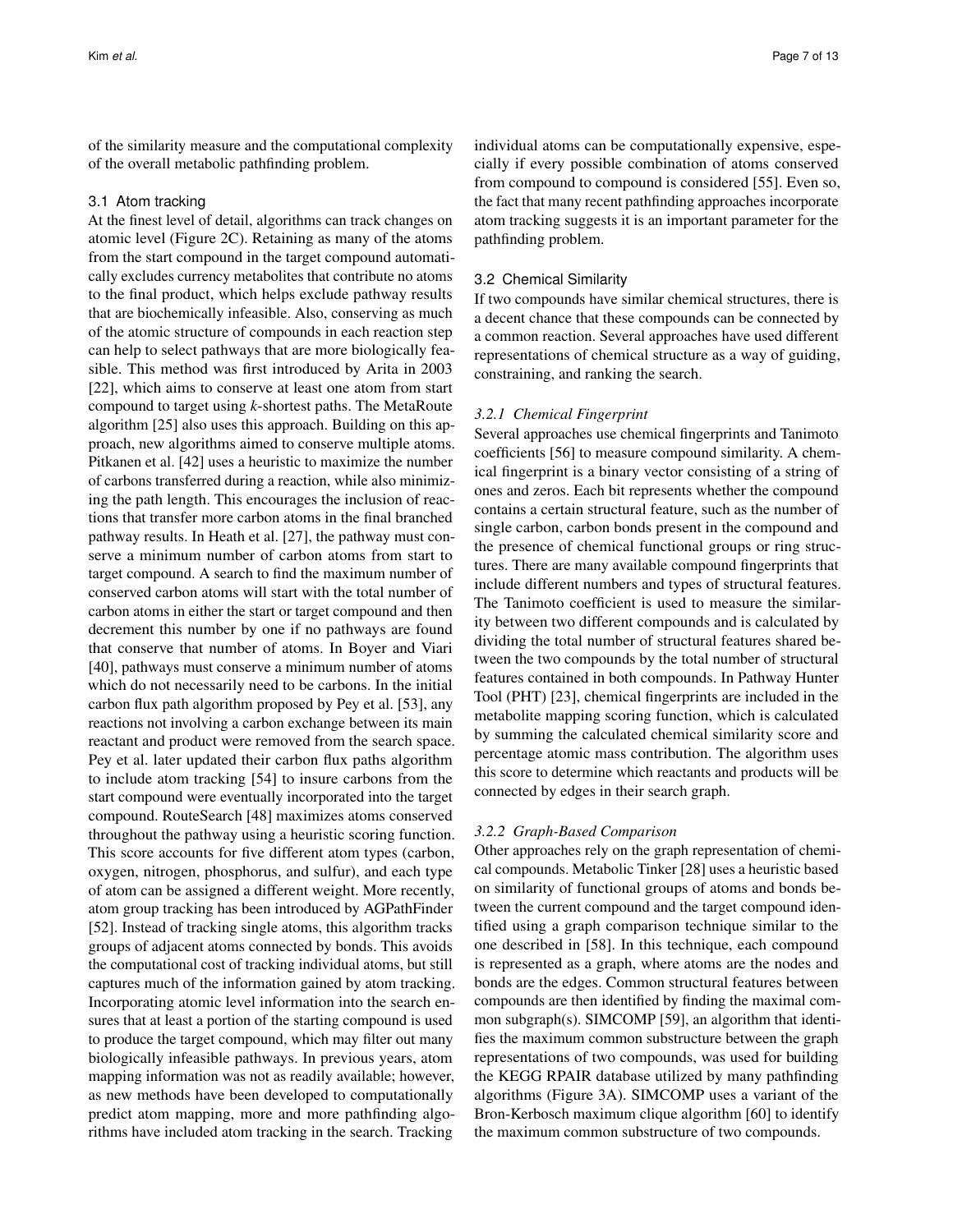of the similarity measure and the computational complexity of the overall metabolic pathfinding problem.

### 3.1 Atom tracking

At the finest level of detail, algorithms can track changes on atomic level (Figure 2C). Retaining as many of the atoms from the start compound in the target compound automatically excludes currency metabolites that contribute no atoms to the final product, which helps exclude pathway results that are biochemically infeasible. Also, conserving as much of the atomic structure of compounds in each reaction step can help to select pathways that are more biologically feasible. This method was first introduced by Arita in 2003 [22], which aims to conserve at least one atom from start compound to target using *k*-shortest paths. The MetaRoute algorithm [25] also uses this approach. Building on this approach, new algorithms aimed to conserve multiple atoms. Pitkanen et al. [42] uses a heuristic to maximize the number of carbons transferred during a reaction, while also minimizing the path length. This encourages the inclusion of reactions that transfer more carbon atoms in the final branched pathway results. In Heath et al. [27], the pathway must conserve a minimum number of carbon atoms from start to target compound. A search to find the maximum number of conserved carbon atoms will start with the total number of carbon atoms in either the start or target compound and then decrement this number by one if no pathways are found that conserve that number of atoms. In Boyer and Viari [40], pathways must conserve a minimum number of atoms which do not necessarily need to be carbons. In the initial carbon flux path algorithm proposed by Pey et al. [53], any reactions not involving a carbon exchange between its main reactant and product were removed from the search space. Pey et al. later updated their carbon flux paths algorithm to include atom tracking [54] to insure carbons from the start compound were eventually incorporated into the target compound. RouteSearch [48] maximizes atoms conserved throughout the pathway using a heuristic scoring function. This score accounts for five different atom types (carbon, oxygen, nitrogen, phosphorus, and sulfur), and each type of atom can be assigned a different weight. More recently, atom group tracking has been introduced by AGPathFinder [52]. Instead of tracking single atoms, this algorithm tracks groups of adjacent atoms connected by bonds. This avoids the computational cost of tracking individual atoms, but still captures much of the information gained by atom tracking. Incorporating atomic level information into the search ensures that at least a portion of the starting compound is used to produce the target compound, which may filter out many biologically infeasible pathways. In previous years, atom mapping information was not as readily available; however, as new methods have been developed to computationally predict atom mapping, more and more pathfinding algorithms have included atom tracking in the search. Tracking individual atoms can be computationally expensive, especially if every possible combination of atoms conserved from compound to compound is considered [55]. Even so, the fact that many recent pathfinding approaches incorporate atom tracking suggests it is an important parameter for the pathfinding problem.

### 3.2 Chemical Similarity

If two compounds have similar chemical structures, there is a decent chance that these compounds can be connected by a common reaction. Several approaches have used different representations of chemical structure as a way of guiding, constraining, and ranking the search.

#### *3.2.1 Chemical Fingerprint*

Several approaches use chemical fingerprints and Tanimoto coefficients [56] to measure compound similarity. A chemical fingerprint is a binary vector consisting of a string of ones and zeros. Each bit represents whether the compound contains a certain structural feature, such as the number of single carbon, carbon bonds present in the compound and the presence of chemical functional groups or ring structures. There are many available compound fingerprints that include different numbers and types of structural features. The Tanimoto coefficient is used to measure the similarity between two different compounds and is calculated by dividing the total number of structural features shared between the two compounds by the total number of structural features contained in both compounds. In Pathway Hunter Tool (PHT) [23], chemical fingerprints are included in the metabolite mapping scoring function, which is calculated by summing the calculated chemical similarity score and percentage atomic mass contribution. The algorithm uses this score to determine which reactants and products will be connected by edges in their search graph.

#### *3.2.2 Graph-Based Comparison*

Other approaches rely on the graph representation of chemical compounds. Metabolic Tinker [28] uses a heuristic based on similarity of functional groups of atoms and bonds between the current compound and the target compound identified using a graph comparison technique similar to the one described in [58]. In this technique, each compound is represented as a graph, where atoms are the nodes and bonds are the edges. Common structural features between compounds are then identified by finding the maximal common subgraph(s). SIMCOMP [59], an algorithm that identifies the maximum common substructure between the graph representations of two compounds, was used for building the KEGG RPAIR database utilized by many pathfinding algorithms (Figure 3A). SIMCOMP uses a variant of the Bron-Kerbosch maximum clique algorithm [60] to identify the maximum common substructure of two compounds.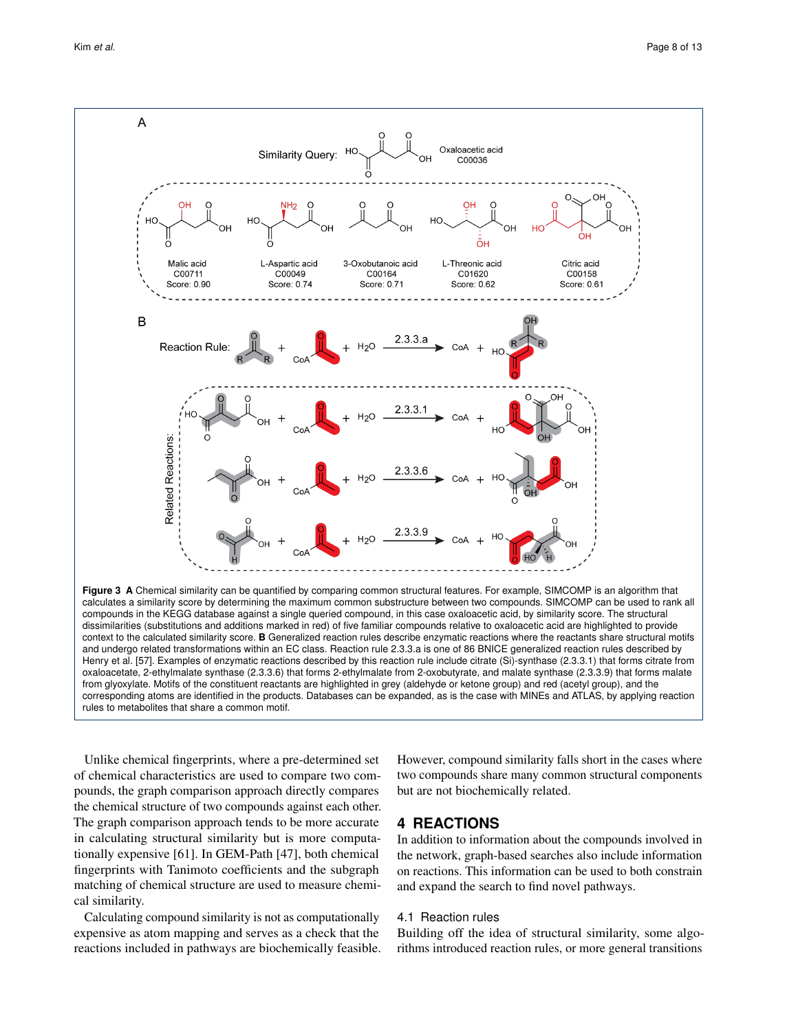**Figure 3** **A** Chemical similarity can be quantified by comparing common structural features. For example, SIMCOMP is an algorithm that calculates a similarity score by determining the maximum common substructure between two compounds. SIMCOMP can be used to rank all compounds in the KEGG database against a single queried compound, in this case oxaloacetic acid, by similarity score. The structural dissimilarities (substitutions and additions marked in red) of five familiar compounds relative to oxaloacetic acid are highlighted to provide context to the calculated similarity score. **B** Generalized reaction rules describe enzymatic reactions where the reactants share structural motifs and undergo related transformations within an EC class. Reaction rule 2.3.3.a is one of 86 BNICE generalized reaction rules described by Henry et al. [57]. Examples of enzymatic reactions described by this reaction rule include citrate (Si)-synthase (2.3.3.1) that forms citrate from oxaloacetate, 2-ethylmalate synthase (2.3.3.6) that forms 2-ethylmalate from 2-oxobutyrate, and malate synthase (2.3.3.9) that forms malate from glyoxylate. Motifs of the constituent reactants are highlighted in grey (aldehyde or ketone group) and red (acetyl group), and the corresponding atoms are identified in the products. Databases can be expanded, as is the case with MINEs and ATLAS, by applying reaction rules to metabolites that share a common motif.

Unlike chemical fingerprints, where a pre-determined set of chemical characteristics are used to compare two compounds, the graph comparison approach directly compares the chemical structure of two compounds against each other. The graph comparison approach tends to be more accurate in calculating structural similarity but is more computationally expensive [61]. In GEM-Path [47], both chemical fingerprints with Tanimoto coefficients and the subgraph matching of chemical structure are used to measure chemical similarity.

Calculating compound similarity is not as computationally expensive as atom mapping and serves as a check that the reactions included in pathways are biochemically feasible. However, compound similarity falls short in the cases where two compounds share many common structural components but are not biochemically related.

## 4 REACTIONS

In addition to information about the compounds involved in the network, graph-based searches also include information on reactions. This information can be used to both constrain and expand the search to find novel pathways.

### 4.1 Reaction rules

Building off the idea of structural similarity, some algorithms introduced reaction rules, or more general transitions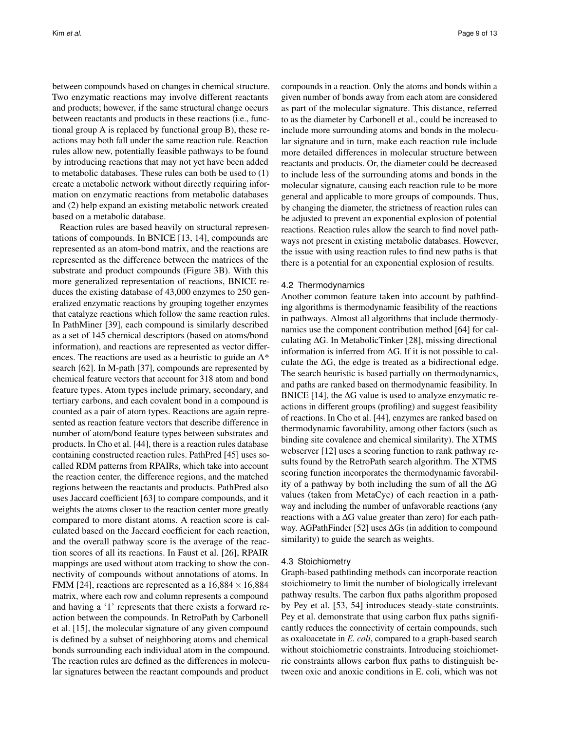between compounds based on changes in chemical structure. Two enzymatic reactions may involve different reactants and products; however, if the same structural change occurs between reactants and products in these reactions (i.e., functional group A is replaced by functional group B), these reactions may both fall under the same reaction rule. Reaction rules allow new, potentially feasible pathways to be found by introducing reactions that may not yet have been added to metabolic databases. These rules can both be used to (1) create a metabolic network without directly requiring information on enzymatic reactions from metabolic databases and (2) help expand an existing metabolic network created based on a metabolic database.

Reaction rules are based heavily on structural representations of compounds. In BNICE [13, 14], compounds are represented as an atom-bond matrix, and the reactions are represented as the difference between the matrices of the substrate and product compounds (Figure 3B). With this more generalized representation of reactions, BNICE reduces the existing database of 43,000 enzymes to 250 generalized enzymatic reactions by grouping together enzymes that catalyze reactions which follow the same reaction rules. In PathMiner [39], each compound is similarly described as a set of 145 chemical descriptors (based on atoms/bond information), and reactions are represented as vector differences. The reactions are used as a heuristic to guide an A* search [62]. In M-path [37], compounds are represented by chemical feature vectors that account for 318 atom and bond feature types. Atom types include primary, secondary, and tertiary carbons, and each covalent bond in a compound is counted as a pair of atom types. Reactions are again represented as reaction feature vectors that describe difference in number of atom/bond feature types between substrates and products. In Cho et al. [44], there is a reaction rules database containing constructed reaction rules. PathPred [45] uses so-called RDM patterns from RPAIRs, which take into account the reaction center, the difference regions, and the matched regions between the reactants and products. PathPred also uses Jaccard coefficient [63] to compare compounds, and it weights the atoms closer to the reaction center more greatly compared to more distant atoms. A reaction score is calculated based on the Jaccard coefficient for each reaction, and the overall pathway score is the average of the reaction scores of all its reactions. In Faust et al. [26], RPAIR mappings are used without atom tracking to show the connectivity of compounds without annotations of atoms. In FMM [24], reactions are represented as a $16{,}884 \times 16{,}884$ matrix, where each row and column represents a compound and having a '1' represents that there exists a forward reaction between the compounds. In RetroPath by Carbonell et al. [15], the molecular signature of any given compound is defined by a subset of neighboring atoms and chemical bonds surrounding each individual atom in the compound. The reaction rules are defined as the differences in molecular signatures between the reactant compounds and product compounds in a reaction. Only the atoms and bonds within a given number of bonds away from each atom are considered as part of the molecular signature. This distance, referred to as the diameter by Carbonell et al., could be increased to include more surrounding atoms and bonds in the molecular signature and in turn, make each reaction rule include more detailed differences in molecular structure between reactants and products. Or, the diameter could be decreased to include less of the surrounding atoms and bonds in the molecular signature, causing each reaction rule to be more general and applicable to more groups of compounds. Thus, by changing the diameter, the strictness of reaction rules can be adjusted to prevent an exponential explosion of potential reactions. Reaction rules allow the search to find novel pathways not present in existing metabolic databases. However, the issue with using reaction rules to find new paths is that there is a potential for an exponential explosion of results.

### 4.2 Thermodynamics

Another common feature taken into account by pathfinding algorithms is thermodynamic feasibility of the reactions in pathways. Almost all algorithms that include thermodynamics use the component contribution method [64] for calculating $\Delta G$. In MetabolicTinker [28], missing directional information is inferred from $\Delta G$. If it is not possible to calculate the $\Delta G$, the edge is treated as a bidirectional edge. The search heuristic is based partially on thermodynamics, and paths are ranked based on thermodynamic feasibility. In BNICE [14], the $\Delta G$ value is used to analyze enzymatic reactions in different groups (profiling) and suggest feasibility of reactions. In Cho et al. [44], enzymes are ranked based on thermodynamic favorability, among other factors (such as binding site covalence and chemical similarity). The XTMS webserver [12] uses a scoring function to rank pathway results found by the RetroPath search algorithm. The XTMS scoring function incorporates the thermodynamic favorability of a pathway by both including the sum of all the $\Delta G$ values (taken from MetaCyc) of each reaction in a pathway and including the number of unfavorable reactions (any reactions with a $\Delta G$ value greater than zero) for each pathway. AGPathFinder [52] uses $\Delta G$s (in addition to compound similarity) to guide the search as weights.

### 4.3 Stoichiometry

Graph-based pathfinding methods can incorporate reaction stoichiometry to limit the number of biologically irrelevant pathway results. The carbon flux paths algorithm proposed by Pey et al. [53, 54] introduces steady-state constraints. Pey et al. demonstrate that using carbon flux paths significantly reduces the connectivity of certain compounds, such as oxaloacetate in *E. coli*, compared to a graph-based search without stoichiometric constraints. Introducing stoichiometric constraints allows carbon flux paths to distinguish between oxic and anoxic conditions in E. coli, which was not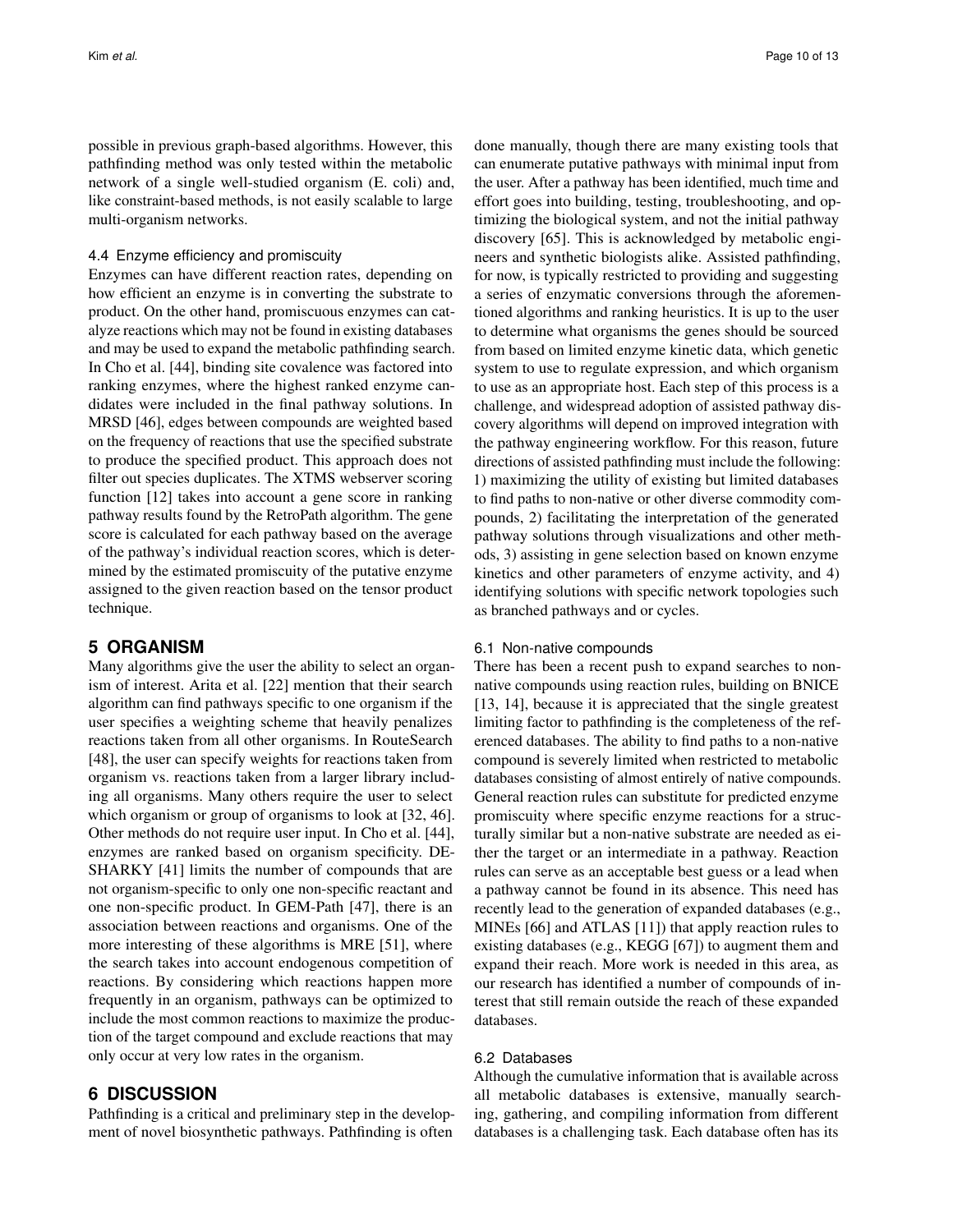possible in previous graph-based algorithms. However, this pathfinding method was only tested within the metabolic network of a single well-studied organism (E. coli) and, like constraint-based methods, is not easily scalable to large multi-organism networks.

### 4.4 Enzyme efficiency and promiscuity

Enzymes can have different reaction rates, depending on how efficient an enzyme is in converting the substrate to product. On the other hand, promiscuous enzymes can catalyze reactions which may not be found in existing databases and may be used to expand the metabolic pathfinding search. In Cho et al. [44], binding site covalence was factored into ranking enzymes, where the highest ranked enzyme candidates were included in the final pathway solutions. In MRSD [46], edges between compounds are weighted based on the frequency of reactions that use the specified substrate to produce the specified product. This approach does not filter out species duplicates. The XTMS webserver scoring function [12] takes into account a gene score in ranking pathway results found by the RetroPath algorithm. The gene score is calculated for each pathway based on the average of the pathway's individual reaction scores, which is determined by the estimated promiscuity of the putative enzyme assigned to the given reaction based on the tensor product technique.

## 5 ORGANISM

Many algorithms give the user the ability to select an organism of interest. Arita et al. [22] mention that their search algorithm can find pathways specific to one organism if the user specifies a weighting scheme that heavily penalizes reactions taken from all other organisms. In RouteSearch [48], the user can specify weights for reactions taken from organism vs. reactions taken from a larger library including all organisms. Many others require the user to select which organism or group of organisms to look at [32, 46]. Other methods do not require user input. In Cho et al. [44], enzymes are ranked based on organism specificity. DESHARKY [41] limits the number of compounds that are not organism-specific to only one non-specific reactant and one non-specific product. In GEM-Path [47], there is an association between reactions and organisms. One of the more interesting of these algorithms is MRE [51], where the search takes into account endogenous competition of reactions. By considering which reactions happen more frequently in an organism, pathways can be optimized to include the most common reactions to maximize the production of the target compound and exclude reactions that may only occur at very low rates in the organism.

## 6 DISCUSSION

Pathfinding is a critical and preliminary step in the development of novel biosynthetic pathways. Pathfinding is often done manually, though there are many existing tools that can enumerate putative pathways with minimal input from the user. After a pathway has been identified, much time and effort goes into building, testing, troubleshooting, and optimizing the biological system, and not the initial pathway discovery [65]. This is acknowledged by metabolic engineers and synthetic biologists alike. Assisted pathfinding, for now, is typically restricted to providing and suggesting a series of enzymatic conversions through the aforementioned algorithms and ranking heuristics. It is up to the user to determine what organisms the genes should be sourced from based on limited enzyme kinetic data, which genetic system to use to regulate expression, and which organism to use as an appropriate host. Each step of this process is a challenge, and widespread adoption of assisted pathway discovery algorithms will depend on improved integration with the pathway engineering workflow. For this reason, future directions of assisted pathfinding must include the following: 1) maximizing the utility of existing but limited databases to find paths to non-native or other diverse commodity compounds, 2) facilitating the interpretation of the generated pathway solutions through visualizations and other methods, 3) assisting in gene selection based on known enzyme kinetics and other parameters of enzyme activity, and 4) identifying solutions with specific network topologies such as branched pathways and or cycles.

### 6.1 Non-native compounds

There has been a recent push to expand searches to non-native compounds using reaction rules, building on BNICE [13, 14], because it is appreciated that the single greatest limiting factor to pathfinding is the completeness of the referenced databases. The ability to find paths to a non-native compound is severely limited when restricted to metabolic databases consisting of almost entirely of native compounds. General reaction rules can substitute for predicted enzyme promiscuity where specific enzyme reactions for a structurally similar but a non-native substrate are needed as either the target or an intermediate in a pathway. Reaction rules can serve as an acceptable best guess or a lead when a pathway cannot be found in its absence. This need has recently lead to the generation of expanded databases (e.g., MINEs [66] and ATLAS [11]) that apply reaction rules to existing databases (e.g., KEGG [67]) to augment them and expand their reach. More work is needed in this area, as our research has identified a number of compounds of interest that still remain outside the reach of these expanded databases.

### 6.2 Databases

Although the cumulative information that is available across all metabolic databases is extensive, manually searching, gathering, and compiling information from different databases is a challenging task. Each database often has its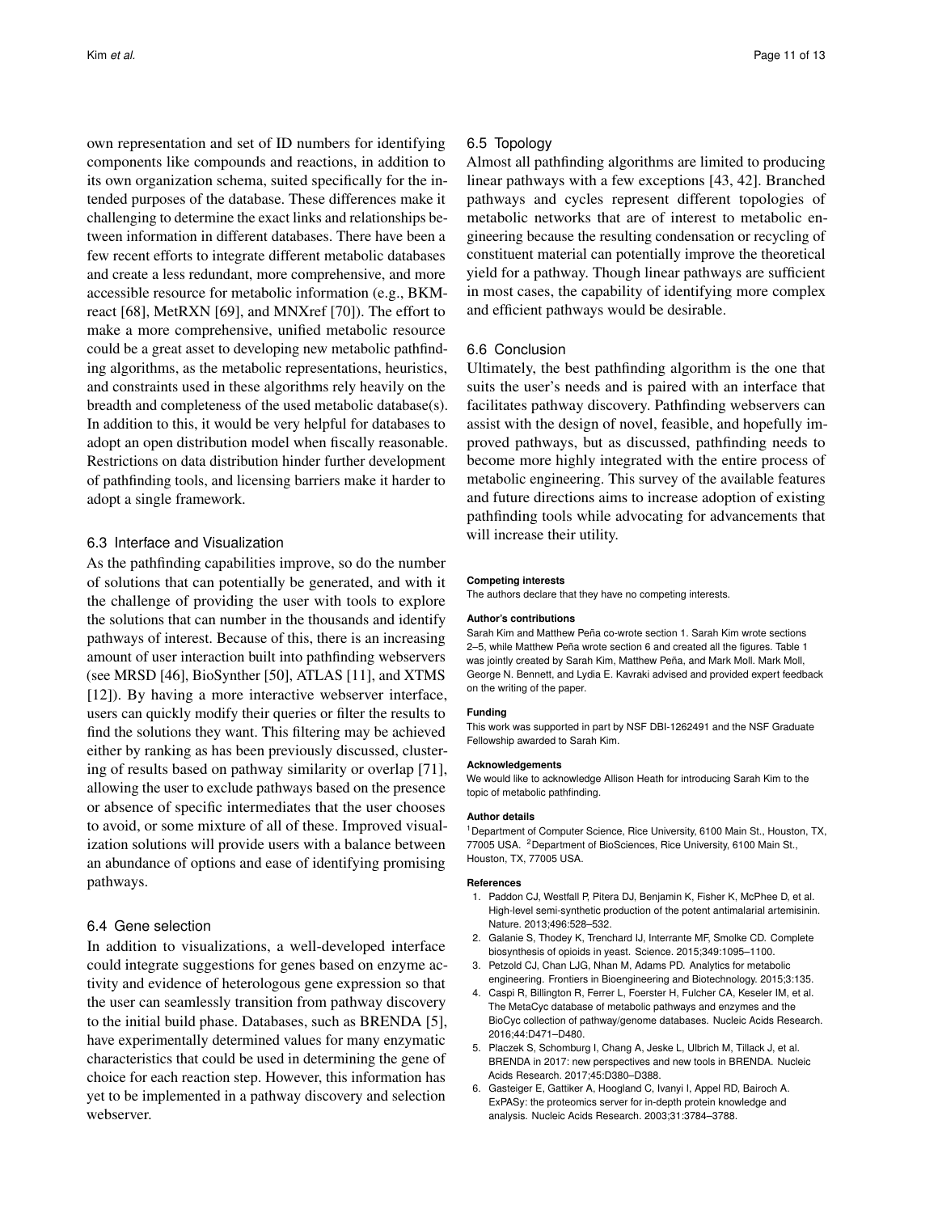own representation and set of ID numbers for identifying components like compounds and reactions, in addition to its own organization schema, suited specifically for the intended purposes of the database. These differences make it challenging to determine the exact links and relationships between information in different databases. There have been a few recent efforts to integrate different metabolic databases and create a less redundant, more comprehensive, and more accessible resource for metabolic information (e.g., BKM-react [68], MetRXN [69], and MNXref [70]). The effort to make a more comprehensive, unified metabolic resource could be a great asset to developing new metabolic pathfinding algorithms, as the metabolic representations, heuristics, and constraints used in these algorithms rely heavily on the breadth and completeness of the used metabolic database(s). In addition to this, it would be very helpful for databases to adopt an open distribution model when fiscally reasonable. Restrictions on data distribution hinder further development of pathfinding tools, and licensing barriers make it harder to adopt a single framework.

### 6.3 Interface and Visualization

As the pathfinding capabilities improve, so do the number of solutions that can potentially be generated, and with it the challenge of providing the user with tools to explore the solutions that can number in the thousands and identify pathways of interest. Because of this, there is an increasing amount of user interaction built into pathfinding webservers (see MRSD [46], BioSynther [50], ATLAS [11], and XTMS [12]). By having a more interactive webserver interface, users can quickly modify their queries or filter the results to find the solutions they want. This filtering may be achieved either by ranking as has been previously discussed, clustering of results based on pathway similarity or overlap [71], allowing the user to exclude pathways based on the presence or absence of specific intermediates that the user chooses to avoid, or some mixture of all of these. Improved visualization solutions will provide users with a balance between an abundance of options and ease of identifying promising pathways.

### 6.4 Gene selection

In addition to visualizations, a well-developed interface could integrate suggestions for genes based on enzyme activity and evidence of heterologous gene expression so that the user can seamlessly transition from pathway discovery to the initial build phase. Databases, such as BRENDA [5], have experimentally determined values for many enzymatic characteristics that could be used in determining the gene of choice for each reaction step. However, this information has yet to be implemented in a pathway discovery and selection webserver.

### 6.5 Topology

Almost all pathfinding algorithms are limited to producing linear pathways with a few exceptions [43, 42]. Branched pathways and cycles represent different topologies of metabolic networks that are of interest to metabolic engineering because the resulting condensation or recycling of constituent material can potentially improve the theoretical yield for a pathway. Though linear pathways are sufficient in most cases, the capability of identifying more complex and efficient pathways would be desirable.

### 6.6 Conclusion

Ultimately, the best pathfinding algorithm is the one that suits the user's needs and is paired with an interface that facilitates pathway discovery. Pathfinding webservers can assist with the design of novel, feasible, and hopefully improved pathways, but as discussed, pathfinding needs to become more highly integrated with the entire process of metabolic engineering. This survey of the available features and future directions aims to increase adoption of existing pathfinding tools while advocating for advancements that will increase their utility.

**Competing interests**

The authors declare that they have no competing interests.

**Author's contributions**

Sarah Kim and Matthew Peña co-wrote section 1. Sarah Kim wrote sections 2–5, while Matthew Peña wrote section 6 and created all the figures. Table 1 was jointly created by Sarah Kim, Matthew Peña, and Mark Moll. Mark Moll, George N. Bennett, and Lydia E. Kavraki advised and provided expert feedback on the writing of the paper.

**Funding**

This work was supported in part by NSF DBI-1262491 and the NSF Graduate Fellowship awarded to Sarah Kim.

**Acknowledgements**

We would like to acknowledge Allison Heath for introducing Sarah Kim to the topic of metabolic pathfinding.

**Author details**

[1]Department of Computer Science, Rice University, 6100 Main St., Houston, TX, 77005 USA. [2]Department of BioSciences, Rice University, 6100 Main St., Houston, TX, 77005 USA.

**References**

1. Paddon CJ, Westfall P, Pitera DJ, Benjamin K, Fisher K, McPhee D, et al. High-level semi-synthetic production of the potent antimalarial artemisinin. Nature. 2013;496:528–532.
2. Galanie S, Thodey K, Trenchard IJ, Interrante MF, Smolke CD. Complete biosynthesis of opioids in yeast. Science. 2015;349:1095–1100.
3. Petzold CJ, Chan LJG, Nhan M, Adams PD. Analytics for metabolic engineering. Frontiers in Bioengineering and Biotechnology. 2015;3:135.
4. Caspi R, Billington R, Ferrer L, Foerster H, Fulcher CA, Keseler IM, et al. The MetaCyc database of metabolic pathways and enzymes and the BioCyc collection of pathway/genome databases. Nucleic Acids Research. 2016;44:D471–D480.
5. Placzek S, Schomburg I, Chang A, Jeske L, Ulbrich M, Tillack J, et al. BRENDA in 2017: new perspectives and new tools in BRENDA. Nucleic Acids Research. 2017;45:D380–D388.
6. Gasteiger E, Gattiker A, Hoogland C, Ivanyi I, Appel RD, Bairoch A. ExPASy: the proteomics server for in-depth protein knowledge and analysis. Nucleic Acids Research. 2003;31:3784–3788.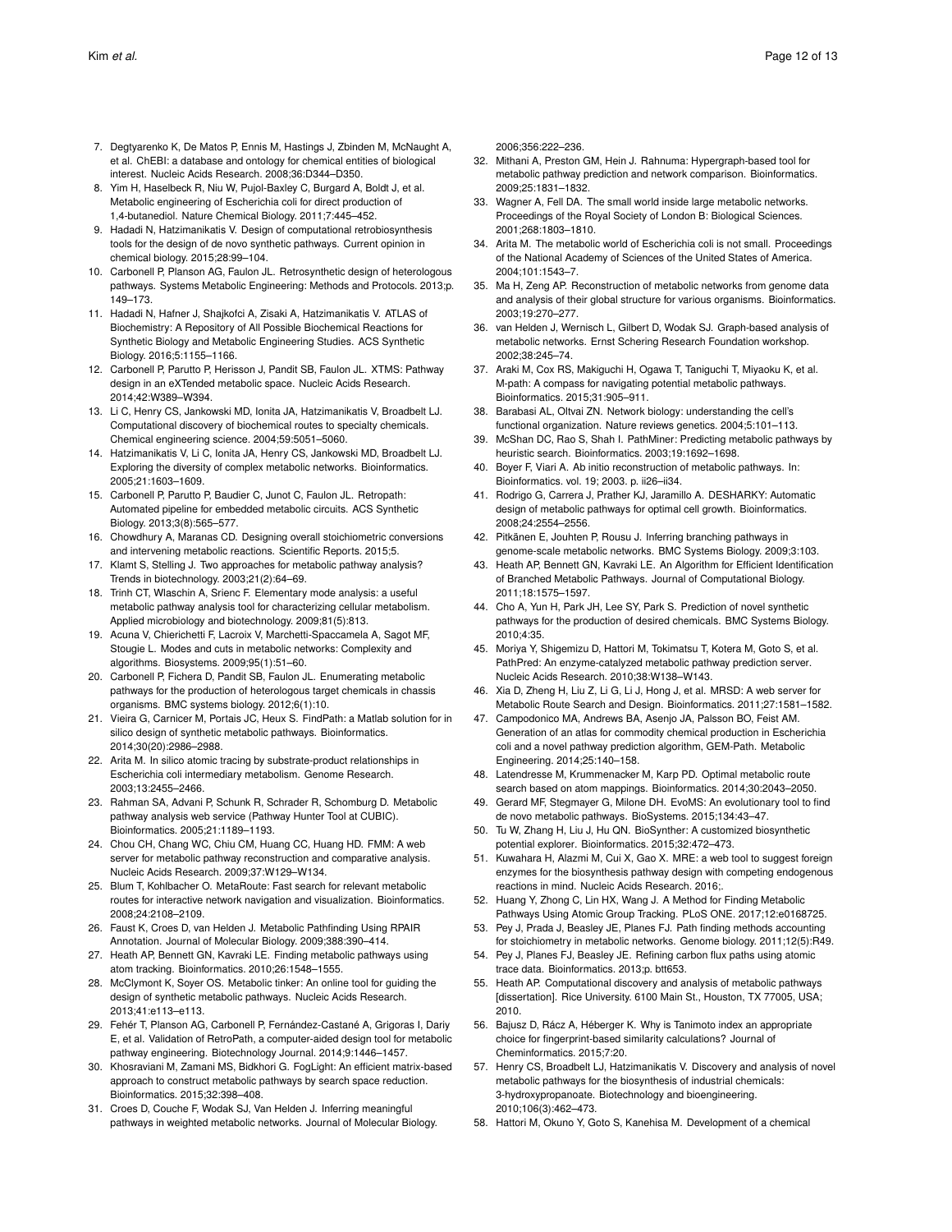7. Degtyarenko K, De Matos P, Ennis M, Hastings J, Zbinden M, McNaught A, et al. ChEBI: a database and ontology for chemical entities of biological interest. Nucleic Acids Research. 2008;36:D344–D350.
8. Yim H, Haselbeck R, Niu W, Pujol-Baxley C, Burgard A, Boldt J, et al. Metabolic engineering of Escherichia coli for direct production of 1,4-butanediol. Nature Chemical Biology. 2011;7:445–452.
9. Hadadi N, Hatzimanikatis V. Design of computational retrobiosynthesis tools for the design of de novo synthetic pathways. Current opinion in chemical biology. 2015;28:99–104.
10. Carbonell P, Planson AG, Faulon JL. Retrosynthetic design of heterologous pathways. Systems Metabolic Engineering: Methods and Protocols. 2013;p. 149–173.
11. Hadadi N, Hafner J, Shajkofci A, Zisaki A, Hatzimanikatis V. ATLAS of Biochemistry: A Repository of All Possible Biochemical Reactions for Synthetic Biology and Metabolic Engineering Studies. ACS Synthetic Biology. 2016;5:1155–1166.
12. Carbonell P, Parutto P, Herisson J, Pandit SB, Faulon JL. XTMS: Pathway design in an eXTended metabolic space. Nucleic Acids Research. 2014;42:W389–W394.
13. Li C, Henry CS, Jankowski MD, Ionita JA, Hatzimanikatis V, Broadbelt LJ. Computational discovery of biochemical routes to specialty chemicals. Chemical engineering science. 2004;59:5051–5060.
14. Hatzimanikatis V, Li C, Ionita JA, Henry CS, Jankowski MD, Broadbelt LJ. Exploring the diversity of complex metabolic networks. Bioinformatics. 2005;21:1603–1609.
15. Carbonell P, Parutto P, Baudier C, Junot C, Faulon JL. Retropath: Automated pipeline for embedded metabolic circuits. ACS Synthetic Biology. 2013;3(8):565–577.
16. Chowdhury A, Maranas CD. Designing overall stoichiometric conversions and intervening metabolic reactions. Scientific Reports. 2015;5.
17. Klamt S, Stelling J. Two approaches for metabolic pathway analysis? Trends in biotechnology. 2003;21(2):64–69.
18. Trinh CT, Wlaschin A, Srienc F. Elementary mode analysis: a useful metabolic pathway analysis tool for characterizing cellular metabolism. Applied microbiology and biotechnology. 2009;81(5):813.
19. Acuna V, Chierichetti F, Lacroix V, Marchetti-Spaccamela A, Sagot MF, Stougie L. Modes and cuts in metabolic networks: Complexity and algorithms. Biosystems. 2009;95(1):51–60.
20. Carbonell P, Fichera D, Pandit SB, Faulon JL. Enumerating metabolic pathways for the production of heterologous target chemicals in chassis organisms. BMC systems biology. 2012;6(1):10.
21. Vieira G, Carnicer M, Portais JC, Heux S. FindPath: a Matlab solution for in silico design of synthetic metabolic pathways. Bioinformatics. 2014;30(20):2986–2988.
22. Arita M. In silico atomic tracing by substrate-product relationships in Escherichia coli intermediary metabolism. Genome Research. 2003;13:2455–2466.
23. Rahman SA, Advani P, Schunk R, Schrader R, Schomburg D. Metabolic pathway analysis web service (Pathway Hunter Tool at CUBIC). Bioinformatics. 2005;21:1189–1193.
24. Chou CH, Chang WC, Chiu CM, Huang CC, Huang HD. FMM: A web server for metabolic pathway reconstruction and comparative analysis. Nucleic Acids Research. 2009;37:W129–W134.
25. Blum T, Kohlbacher O. MetaRoute: Fast search for relevant metabolic routes for interactive network navigation and visualization. Bioinformatics. 2008;24:2108–2109.
26. Faust K, Croes D, van Helden J. Metabolic Pathfinding Using RPAIR Annotation. Journal of Molecular Biology. 2009;388:390–414.
27. Heath AP, Bennett GN, Kavraki LE. Finding metabolic pathways using atom tracking. Bioinformatics. 2010;26:1548–1555.
28. McClymont K, Soyer OS. Metabolic tinker: An online tool for guiding the design of synthetic metabolic pathways. Nucleic Acids Research. 2013;41:e113–e113.
29. Fehér T, Planson AG, Carbonell P, Fernández-Castané A, Grigoras I, Dariy E, et al. Validation of RetroPath, a computer-aided design tool for metabolic pathway engineering. Biotechnology Journal. 2014;9:1446–1457.
30. Khosraviani M, Zamani MS, Bidkhori G. FogLight: An efficient matrix-based approach to construct metabolic pathways by search space reduction. Bioinformatics. 2015;32:398–408.
31. Croes D, Couche F, Wodak SJ, Van Helden J. Inferring meaningful pathways in weighted metabolic networks. Journal of Molecular Biology. 2006;356:222–236.
32. Mithani A, Preston GM, Hein J. Rahnuma: Hypergraph-based tool for metabolic pathway prediction and network comparison. Bioinformatics. 2009;25:1831–1832.
33. Wagner A, Fell DA. The small world inside large metabolic networks. Proceedings of the Royal Society of London B: Biological Sciences. 2001;268:1803–1810.
34. Arita M. The metabolic world of Escherichia coli is not small. Proceedings of the National Academy of Sciences of the United States of America. 2004;101:1543–7.
35. Ma H, Zeng AP. Reconstruction of metabolic networks from genome data and analysis of their global structure for various organisms. Bioinformatics. 2003;19:270–277.
36. van Helden J, Wernisch L, Gilbert D, Wodak SJ. Graph-based analysis of metabolic networks. Ernst Schering Research Foundation workshop. 2002;38:245–74.
37. Araki M, Cox RS, Makiguchi H, Ogawa T, Taniguchi T, Miyaoku K, et al. M-path: A compass for navigating potential metabolic pathways. Bioinformatics. 2015;31:905–911.
38. Barabasi AL, Oltvai ZN. Network biology: understanding the cell's functional organization. Nature reviews genetics. 2004;5:101–113.
39. McShan DC, Rao S, Shah I. PathMiner: Predicting metabolic pathways by heuristic search. Bioinformatics. 2003;19:1692–1698.
40. Boyer F, Viari A. Ab initio reconstruction of metabolic pathways. In: Bioinformatics. vol. 19; 2003. p. ii26–ii34.
41. Rodrigo G, Carrera J, Prather KJ, Jaramillo A. DESHARKY: Automatic design of metabolic pathways for optimal cell growth. Bioinformatics. 2008;24:2554–2556.
42. Pitkänen E, Jouhten P, Rousu J. Inferring branching pathways in genome-scale metabolic networks. BMC Systems Biology. 2009;3:103.
43. Heath AP, Bennett GN, Kavraki LE. An Algorithm for Efficient Identification of Branched Metabolic Pathways. Journal of Computational Biology. 2011;18:1575–1597.
44. Cho A, Yun H, Park JH, Lee SY, Park S. Prediction of novel synthetic pathways for the production of desired chemicals. BMC Systems Biology. 2010;4:35.
45. Moriya Y, Shigemizu D, Hattori M, Tokimatsu T, Kotera M, Goto S, et al. PathPred: An enzyme-catalyzed metabolic pathway prediction server. Nucleic Acids Research. 2010;38:W138–W143.
46. Xia D, Zheng H, Liu Z, Li G, Li J, Hong J, et al. MRSD: A web server for Metabolic Route Search and Design. Bioinformatics. 2011;27:1581–1582.
47. Campodonico MA, Andrews BA, Asenjo JA, Palsson BO, Feist AM. Generation of an atlas for commodity chemical production in Escherichia coli and a novel pathway prediction algorithm, GEM-Path. Metabolic Engineering. 2014;25:140–158.
48. Latendresse M, Krummenacker M, Karp PD. Optimal metabolic route search based on atom mappings. Bioinformatics. 2014;30:2043–2050.
49. Gerard MF, Stegmayer G, Milone DH. EvoMS: An evolutionary tool to find de novo metabolic pathways. BioSystems. 2015;134:43–47.
50. Tu W, Zhang H, Liu J, Hu QN. BioSynther: A customized biosynthetic potential explorer. Bioinformatics. 2015;32:472–473.
51. Kuwahara H, Alazmi M, Cui X, Gao X. MRE: a web tool to suggest foreign enzymes for the biosynthesis pathway design with competing endogenous reactions in mind. Nucleic Acids Research. 2016;.
52. Huang Y, Zhong C, Lin HX, Wang J. A Method for Finding Metabolic Pathways Using Atomic Group Tracking. PLoS ONE. 2017;12:e0168725.
53. Pey J, Prada J, Beasley JE, Planes FJ. Path finding methods accounting for stoichiometry in metabolic networks. Genome biology. 2011;12(5):R49.
54. Pey J, Planes FJ, Beasley JE. Refining carbon flux paths using atomic trace data. Bioinformatics. 2013;p. btt653.
55. Heath AP. Computational discovery and analysis of metabolic pathways [dissertation]. Rice University. 6100 Main St., Houston, TX 77005, USA; 2010.
56. Bajusz D, Rácz A, Héberger K. Why is Tanimoto index an appropriate choice for fingerprint-based similarity calculations? Journal of Cheminformatics. 2015;7:20.
57. Henry CS, Broadbelt LJ, Hatzimanikatis V. Discovery and analysis of novel metabolic pathways for the biosynthesis of industrial chemicals: 3-hydroxypropanoate. Biotechnology and bioengineering. 2010;106(3):462–473.
58. Hattori M, Okuno Y, Goto S, Kanehisa M. Development of a chemical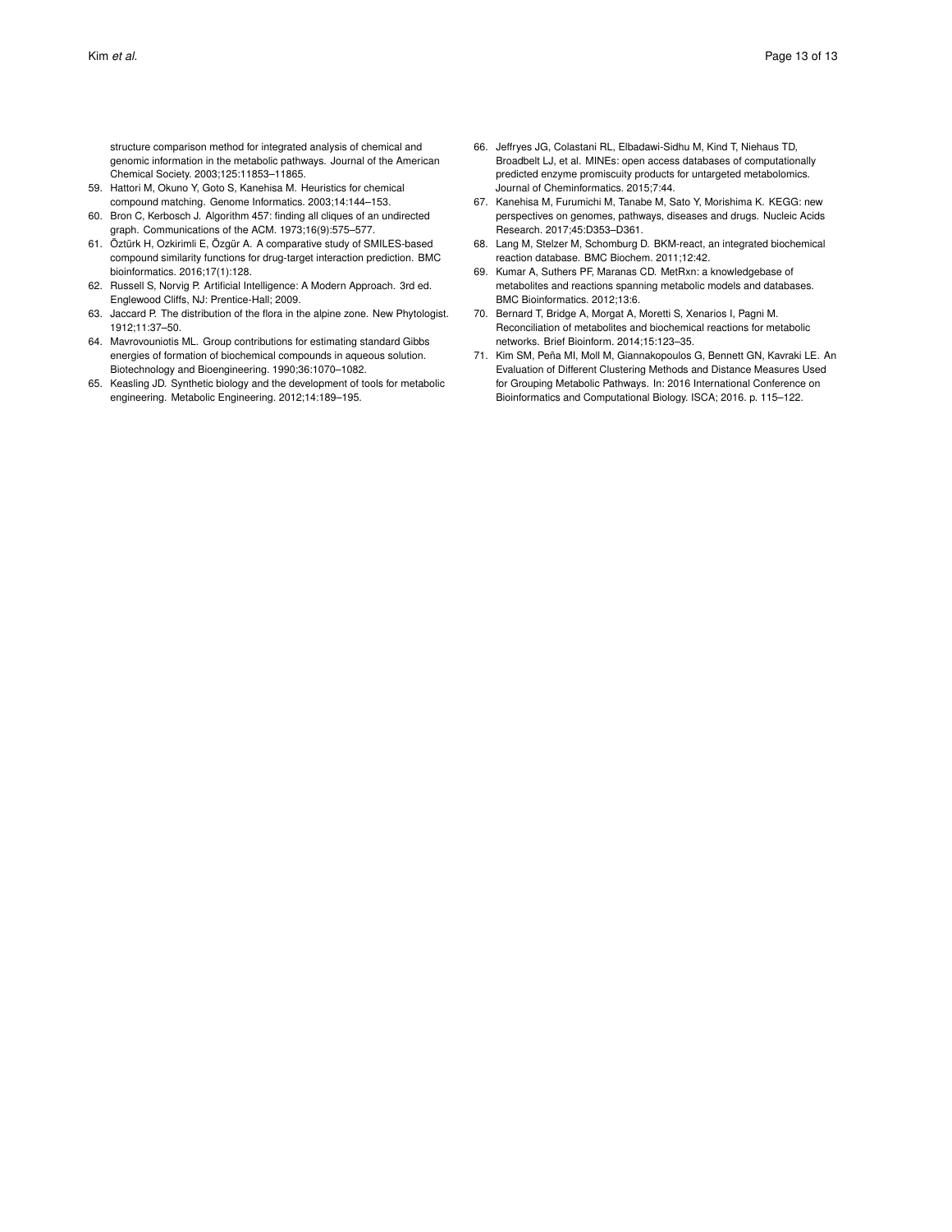structure comparison method for integrated analysis of chemical and genomic information in the metabolic pathways. Journal of the American Chemical Society. 2003;125:11853–11865.

59. Hattori M, Okuno Y, Goto S, Kanehisa M. Heuristics for chemical compound matching. Genome Informatics. 2003;14:144–153.
60. Bron C, Kerbosch J. Algorithm 457: finding all cliques of an undirected graph. Communications of the ACM. 1973;16(9):575–577.
61. Öztürk H, Ozkirimli E, Özgür A. A comparative study of SMILES-based compound similarity functions for drug-target interaction prediction. BMC bioinformatics. 2016;17(1):128.
62. Russell S, Norvig P. Artificial Intelligence: A Modern Approach. 3rd ed. Englewood Cliffs, NJ: Prentice-Hall; 2009.
63. Jaccard P. The distribution of the flora in the alpine zone. New Phytologist. 1912;11:37–50.
64. Mavrovouniotis ML. Group contributions for estimating standard Gibbs energies of formation of biochemical compounds in aqueous solution. Biotechnology and Bioengineering. 1990;36:1070–1082.
65. Keasling JD. Synthetic biology and the development of tools for metabolic engineering. Metabolic Engineering. 2012;14:189–195.
66. Jeffryes JG, Colastani RL, Elbadawi-Sidhu M, Kind T, Niehaus TD, Broadbelt LJ, et al. MINEs: open access databases of computationally predicted enzyme promiscuity products for untargeted metabolomics. Journal of Cheminformatics. 2015;7:44.
67. Kanehisa M, Furumichi M, Tanabe M, Sato Y, Morishima K. KEGG: new perspectives on genomes, pathways, diseases and drugs. Nucleic Acids Research. 2017;45:D353–D361.
68. Lang M, Stelzer M, Schomburg D. BKM-react, an integrated biochemical reaction database. BMC Biochem. 2011;12:42.
69. Kumar A, Suthers PF, Maranas CD. MetRxn: a knowledgebase of metabolites and reactions spanning metabolic models and databases. BMC Bioinformatics. 2012;13:6.
70. Bernard T, Bridge A, Morgat A, Moretti S, Xenarios I, Pagni M. Reconciliation of metabolites and biochemical reactions for metabolic networks. Brief Bioinform. 2014;15:123–35.
71. Kim SM, Peña MI, Moll M, Giannakopoulos G, Bennett GN, Kavraki LE. An Evaluation of Different Clustering Methods and Distance Measures Used for Grouping Metabolic Pathways. In: 2016 International Conference on Bioinformatics and Computational Biology. ISCA; 2016. p. 115–122.